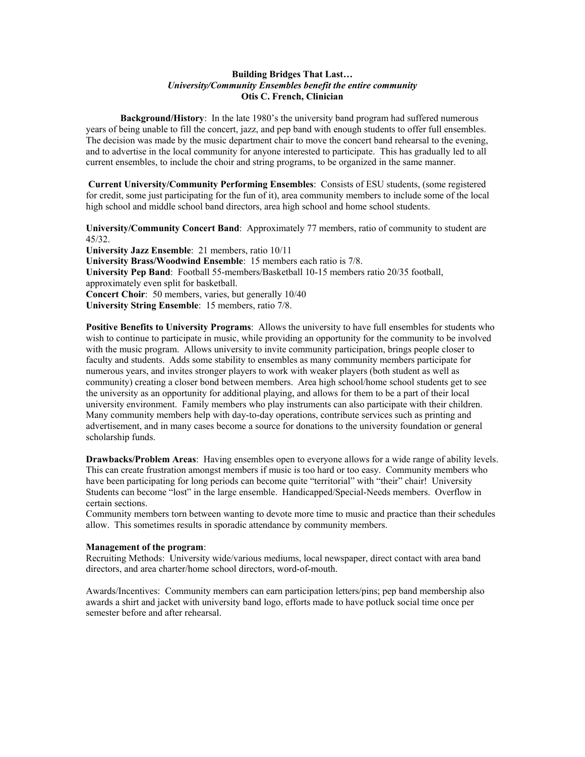**Building Bridges That Last…**
***University/Community Ensembles benefit the entire community***
**Otis C. French, Clinician**

**Background/History**: In the late 1980's the university band program had suffered numerous years of being unable to fill the concert, jazz, and pep band with enough students to offer full ensembles. The decision was made by the music department chair to move the concert band rehearsal to the evening, and to advertise in the local community for anyone interested to participate. This has gradually led to all current ensembles, to include the choir and string programs, to be organized in the same manner.

**Current University/Community Performing Ensembles**: Consists of ESU students, (some registered for credit, some just participating for the fun of it), area community members to include some of the local high school and middle school band directors, area high school and home school students.

**University/Community Concert Band**: Approximately 77 members, ratio of community to student are 45/32.
**University Jazz Ensemble**: 21 members, ratio 10/11
**University Brass/Woodwind Ensemble**: 15 members each ratio is 7/8.
**University Pep Band**: Football 55-members/Basketball 10-15 members ratio 20/35 football, approximately even split for basketball.
**Concert Choir**: 50 members, varies, but generally 10/40
**University String Ensemble**: 15 members, ratio 7/8.

**Positive Benefits to University Programs**: Allows the university to have full ensembles for students who wish to continue to participate in music, while providing an opportunity for the community to be involved with the music program. Allows university to invite community participation, brings people closer to faculty and students. Adds some stability to ensembles as many community members participate for numerous years, and invites stronger players to work with weaker players (both student as well as community) creating a closer bond between members. Area high school/home school students get to see the university as an opportunity for additional playing, and allows for them to be a part of their local university environment. Family members who play instruments can also participate with their children. Many community members help with day-to-day operations, contribute services such as printing and advertisement, and in many cases become a source for donations to the university foundation or general scholarship funds.

**Drawbacks/Problem Areas**: Having ensembles open to everyone allows for a wide range of ability levels. This can create frustration amongst members if music is too hard or too easy. Community members who have been participating for long periods can become quite "territorial" with "their" chair! University Students can become "lost" in the large ensemble. Handicapped/Special-Needs members. Overflow in certain sections.
Community members torn between wanting to devote more time to music and practice than their schedules allow. This sometimes results in sporadic attendance by community members.

**Management of the program**:
Recruiting Methods: University wide/various mediums, local newspaper, direct contact with area band directors, and area charter/home school directors, word-of-mouth.

Awards/Incentives: Community members can earn participation letters/pins; pep band membership also awards a shirt and jacket with university band logo, efforts made to have potluck social time once per semester before and after rehearsal.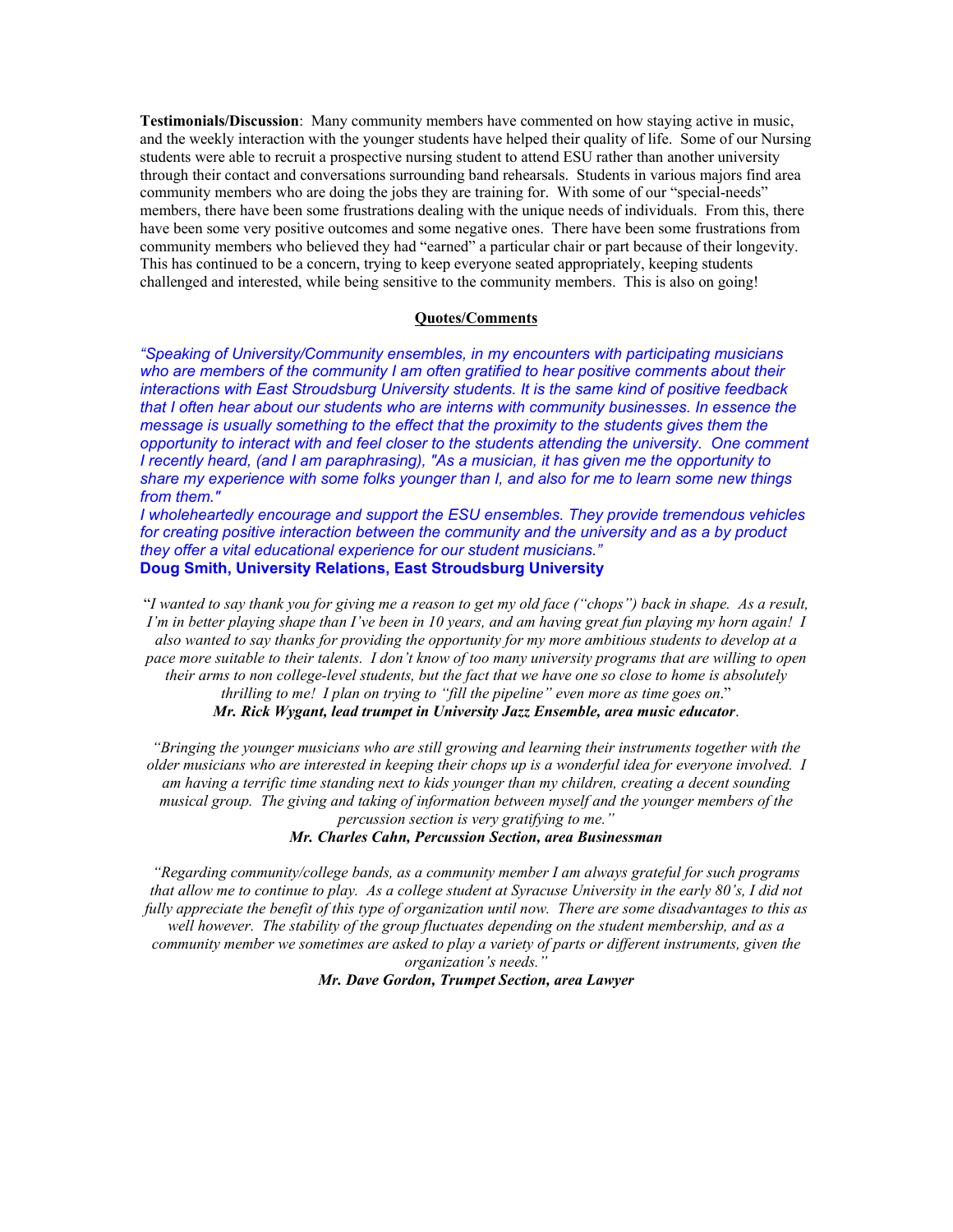**Testimonials/Discussion**: Many community members have commented on how staying active in music, and the weekly interaction with the younger students have helped their quality of life. Some of our Nursing students were able to recruit a prospective nursing student to attend ESU rather than another university through their contact and conversations surrounding band rehearsals. Students in various majors find area community members who are doing the jobs they are training for. With some of our "special-needs" members, there have been some frustrations dealing with the unique needs of individuals. From this, there have been some very positive outcomes and some negative ones. There have been some frustrations from community members who believed they had "earned" a particular chair or part because of their longevity. This has continued to be a concern, trying to keep everyone seated appropriately, keeping students challenged and interested, while being sensitive to the community members. This is also on going!

## Quotes/Comments

*"Speaking of University/Community ensembles, in my encounters with participating musicians who are members of the community I am often gratified to hear positive comments about their interactions with East Stroudsburg University students. It is the same kind of positive feedback that I often hear about our students who are interns with community businesses. In essence the message is usually something to the effect that the proximity to the students gives them the opportunity to interact with and feel closer to the students attending the university. One comment I recently heard, (and I am paraphrasing), "As a musician, it has given me the opportunity to share my experience with some folks younger than I, and also for me to learn some new things from them."*
*I wholeheartedly encourage and support the ESU ensembles. They provide tremendous vehicles for creating positive interaction between the community and the university and as a by product they offer a vital educational experience for our student musicians."*
**Doug Smith, University Relations, East Stroudsburg University**

"*I wanted to say thank you for giving me a reason to get my old face ("chops") back in shape. As a result, I'm in better playing shape than I've been in 10 years, and am having great fun playing my horn again! I also wanted to say thanks for providing the opportunity for my more ambitious students to develop at a pace more suitable to their talents. I don't know of too many university programs that are willing to open their arms to non college-level students, but the fact that we have one so close to home is absolutely thrilling to me! I plan on trying to "fill the pipeline" even more as time goes on*."
***Mr. Rick Wygant, lead trumpet in University Jazz Ensemble, area music educator***.

*"Bringing the younger musicians who are still growing and learning their instruments together with the older musicians who are interested in keeping their chops up is a wonderful idea for everyone involved. I am having a terrific time standing next to kids younger than my children, creating a decent sounding musical group. The giving and taking of information between myself and the younger members of the percussion section is very gratifying to me."*
***Mr. Charles Cahn, Percussion Section, area Businessman***

*"Regarding community/college bands, as a community member I am always grateful for such programs that allow me to continue to play. As a college student at Syracuse University in the early 80's, I did not fully appreciate the benefit of this type of organization until now. There are some disadvantages to this as well however. The stability of the group fluctuates depending on the student membership, and as a community member we sometimes are asked to play a variety of parts or different instruments, given the organization's needs."*
***Mr. Dave Gordon, Trumpet Section, area Lawyer***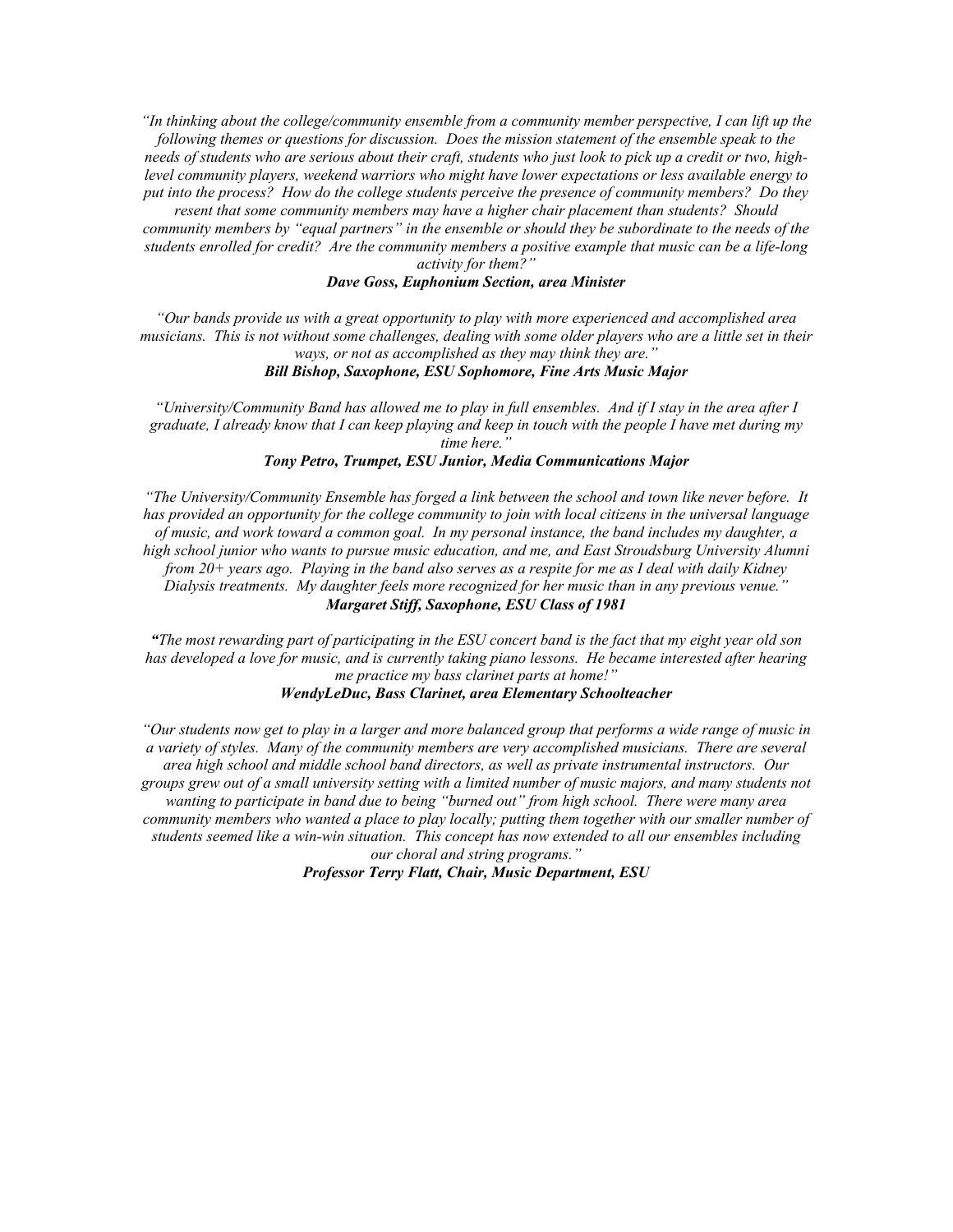*"In thinking about the college/community ensemble from a community member perspective, I can lift up the following themes or questions for discussion. Does the mission statement of the ensemble speak to the needs of students who are serious about their craft, students who just look to pick up a credit or two, high-level community players, weekend warriors who might have lower expectations or less available energy to put into the process? How do the college students perceive the presence of community members? Do they resent that some community members may have a higher chair placement than students? Should community members by "equal partners" in the ensemble or should they be subordinate to the needs of the students enrolled for credit? Are the community members a positive example that music can be a life-long activity for them?"*

***Dave Goss, Euphonium Section, area Minister***

*"Our bands provide us with a great opportunity to play with more experienced and accomplished area musicians. This is not without some challenges, dealing with some older players who are a little set in their ways, or not as accomplished as they may think they are."*

***Bill Bishop, Saxophone, ESU Sophomore, Fine Arts Music Major***

*"University/Community Band has allowed me to play in full ensembles. And if I stay in the area after I graduate, I already know that I can keep playing and keep in touch with the people I have met during my time here."*

***Tony Petro, Trumpet, ESU Junior, Media Communications Major***

*"The University/Community Ensemble has forged a link between the school and town like never before. It has provided an opportunity for the college community to join with local citizens in the universal language of music, and work toward a common goal. In my personal instance, the band includes my daughter, a high school junior who wants to pursue music education, and me, and East Stroudsburg University Alumni from 20+ years ago. Playing in the band also serves as a respite for me as I deal with daily Kidney Dialysis treatments. My daughter feels more recognized for her music than in any previous venue."*

***Margaret Stiff, Saxophone, ESU Class of 1981***

*"The most rewarding part of participating in the ESU concert band is the fact that my eight year old son has developed a love for music, and is currently taking piano lessons. He became interested after hearing me practice my bass clarinet parts at home!"*

***WendyLeDuc, Bass Clarinet, area Elementary Schoolteacher***

*"Our students now get to play in a larger and more balanced group that performs a wide range of music in a variety of styles. Many of the community members are very accomplished musicians. There are several area high school and middle school band directors, as well as private instrumental instructors. Our groups grew out of a small university setting with a limited number of music majors, and many students not wanting to participate in band due to being "burned out" from high school. There were many area community members who wanted a place to play locally; putting them together with our smaller number of students seemed like a win-win situation. This concept has now extended to all our ensembles including our choral and string programs."*

***Professor Terry Flatt, Chair, Music Department, ESU***